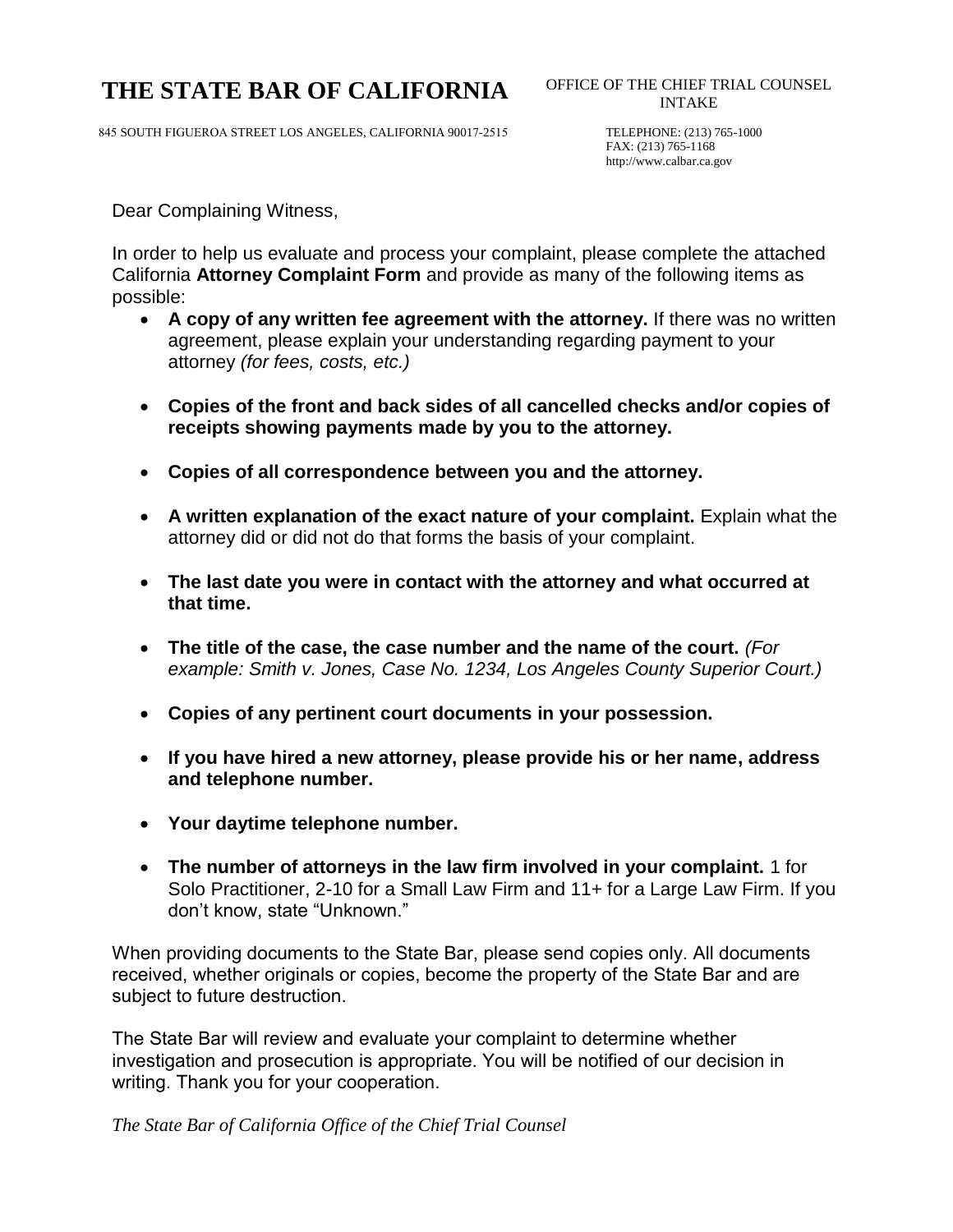# THE STATE BAR OF CALIFORNIA

OFFICE OF THE CHIEF TRIAL COUNSEL
INTAKE

845 SOUTH FIGUEROA STREET LOS ANGELES, CALIFORNIA 90017-2515

TELEPHONE: (213) 765-1000
FAX: (213) 765-1168
http://www.calbar.ca.gov

Dear Complaining Witness,

In order to help us evaluate and process your complaint, please complete the attached California **Attorney Complaint Form** and provide as many of the following items as possible:

- **A copy of any written fee agreement with the attorney.** If there was no written agreement, please explain your understanding regarding payment to your attorney *(for fees, costs, etc.)*
- **Copies of the front and back sides of all cancelled checks and/or copies of receipts showing payments made by you to the attorney.**
- **Copies of all correspondence between you and the attorney.**
- **A written explanation of the exact nature of your complaint.** Explain what the attorney did or did not do that forms the basis of your complaint.
- **The last date you were in contact with the attorney and what occurred at that time.**
- **The title of the case, the case number and the name of the court.** *(For example: Smith v. Jones, Case No. 1234, Los Angeles County Superior Court.)*
- **Copies of any pertinent court documents in your possession.**
- **If you have hired a new attorney, please provide his or her name, address and telephone number.**
- **Your daytime telephone number.**
- **The number of attorneys in the law firm involved in your complaint.** 1 for Solo Practitioner, 2-10 for a Small Law Firm and 11+ for a Large Law Firm. If you don't know, state "Unknown."

When providing documents to the State Bar, please send copies only. All documents received, whether originals or copies, become the property of the State Bar and are subject to future destruction.

The State Bar will review and evaluate your complaint to determine whether investigation and prosecution is appropriate. You will be notified of our decision in writing. Thank you for your cooperation.

*The State Bar of California Office of the Chief Trial Counsel*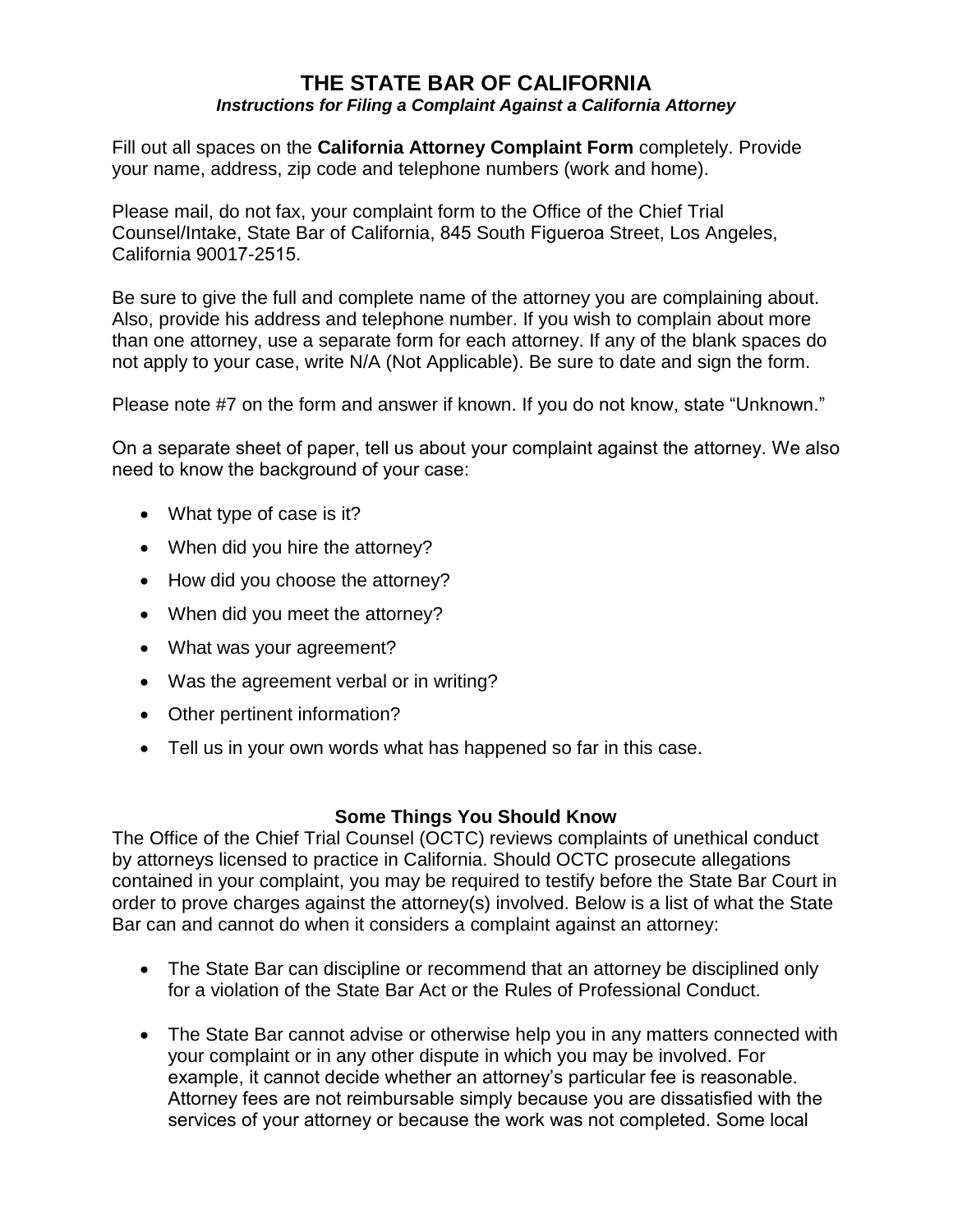# THE STATE BAR OF CALIFORNIA

***Instructions for Filing a Complaint Against a California Attorney***

Fill out all spaces on the **California Attorney Complaint Form** completely. Provide your name, address, zip code and telephone numbers (work and home).

Please mail, do not fax, your complaint form to the Office of the Chief Trial Counsel/Intake, State Bar of California, 845 South Figueroa Street, Los Angeles, California 90017-2515.

Be sure to give the full and complete name of the attorney you are complaining about. Also, provide his address and telephone number. If you wish to complain about more than one attorney, use a separate form for each attorney. If any of the blank spaces do not apply to your case, write N/A (Not Applicable). Be sure to date and sign the form.

Please note #7 on the form and answer if known. If you do not know, state "Unknown."

On a separate sheet of paper, tell us about your complaint against the attorney. We also need to know the background of your case:

- What type of case is it?
- When did you hire the attorney?
- How did you choose the attorney?
- When did you meet the attorney?
- What was your agreement?
- Was the agreement verbal or in writing?
- Other pertinent information?
- Tell us in your own words what has happened so far in this case.

## Some Things You Should Know

The Office of the Chief Trial Counsel (OCTC) reviews complaints of unethical conduct by attorneys licensed to practice in California. Should OCTC prosecute allegations contained in your complaint, you may be required to testify before the State Bar Court in order to prove charges against the attorney(s) involved. Below is a list of what the State Bar can and cannot do when it considers a complaint against an attorney:

- The State Bar can discipline or recommend that an attorney be disciplined only for a violation of the State Bar Act or the Rules of Professional Conduct.
- The State Bar cannot advise or otherwise help you in any matters connected with your complaint or in any other dispute in which you may be involved. For example, it cannot decide whether an attorney's particular fee is reasonable. Attorney fees are not reimbursable simply because you are dissatisfied with the services of your attorney or because the work was not completed. Some local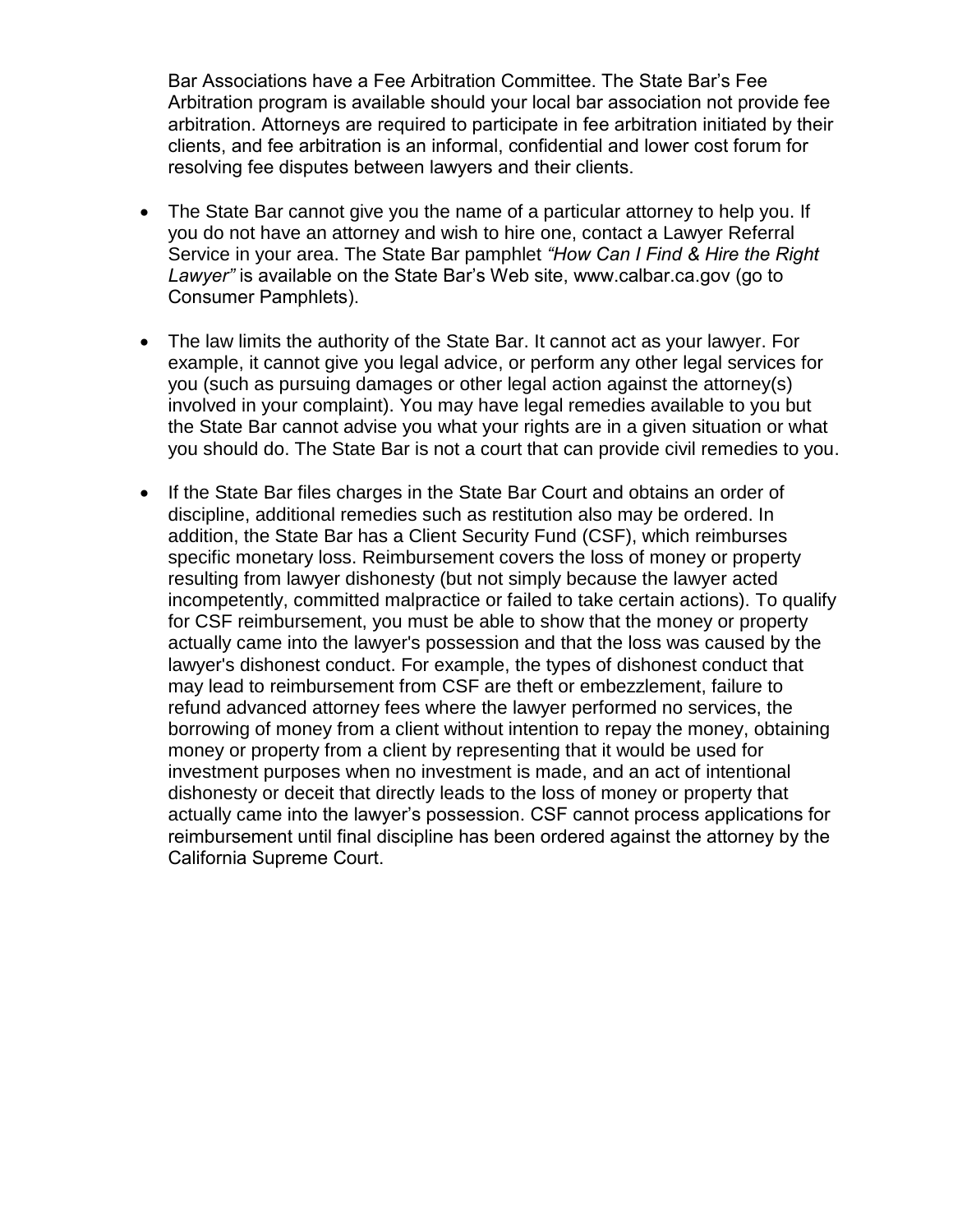Bar Associations have a Fee Arbitration Committee. The State Bar's Fee Arbitration program is available should your local bar association not provide fee arbitration. Attorneys are required to participate in fee arbitration initiated by their clients, and fee arbitration is an informal, confidential and lower cost forum for resolving fee disputes between lawyers and their clients.

- The State Bar cannot give you the name of a particular attorney to help you. If you do not have an attorney and wish to hire one, contact a Lawyer Referral Service in your area. The State Bar pamphlet *"How Can I Find & Hire the Right Lawyer"* is available on the State Bar's Web site, www.calbar.ca.gov (go to Consumer Pamphlets).

- The law limits the authority of the State Bar. It cannot act as your lawyer. For example, it cannot give you legal advice, or perform any other legal services for you (such as pursuing damages or other legal action against the attorney(s) involved in your complaint). You may have legal remedies available to you but the State Bar cannot advise you what your rights are in a given situation or what you should do. The State Bar is not a court that can provide civil remedies to you.

- If the State Bar files charges in the State Bar Court and obtains an order of discipline, additional remedies such as restitution also may be ordered. In addition, the State Bar has a Client Security Fund (CSF), which reimburses specific monetary loss. Reimbursement covers the loss of money or property resulting from lawyer dishonesty (but not simply because the lawyer acted incompetently, committed malpractice or failed to take certain actions). To qualify for CSF reimbursement, you must be able to show that the money or property actually came into the lawyer's possession and that the loss was caused by the lawyer's dishonest conduct. For example, the types of dishonest conduct that may lead to reimbursement from CSF are theft or embezzlement, failure to refund advanced attorney fees where the lawyer performed no services, the borrowing of money from a client without intention to repay the money, obtaining money or property from a client by representing that it would be used for investment purposes when no investment is made, and an act of intentional dishonesty or deceit that directly leads to the loss of money or property that actually came into the lawyer's possession. CSF cannot process applications for reimbursement until final discipline has been ordered against the attorney by the California Supreme Court.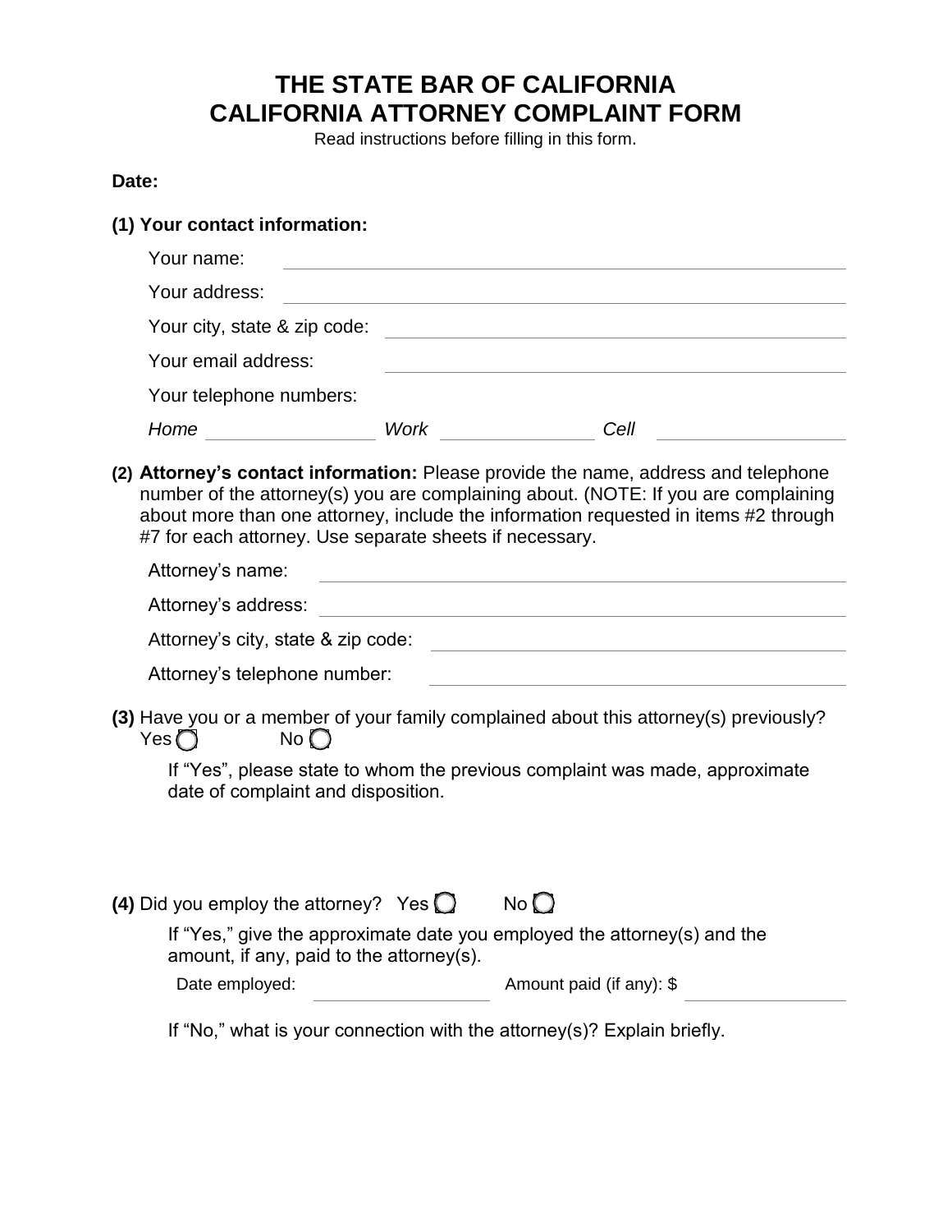# THE STATE BAR OF CALIFORNIA
# CALIFORNIA ATTORNEY COMPLAINT FORM

Read instructions before filling in this form.

**Date:**

**(1) Your contact information:**

Your name: \_\_\_\_\_\_\_\_\_\_\_\_\_\_\_\_\_\_\_\_\_\_\_\_\_\_\_\_

Your address: \_\_\_\_\_\_\_\_\_\_\_\_\_\_\_\_\_\_\_\_\_\_\_\_\_\_\_\_

Your city, state & zip code: \_\_\_\_\_\_\_\_\_\_\_\_\_\_\_\_\_\_\_\_\_\_\_\_\_\_\_\_

Your email address: \_\_\_\_\_\_\_\_\_\_\_\_\_\_\_\_\_\_\_\_\_\_\_\_\_\_\_\_

Your telephone numbers:

*Home* \_\_\_\_\_\_\_\_\_\_\_\_ *Work* \_\_\_\_\_\_\_\_\_\_\_\_ *Cell* \_\_\_\_\_\_\_\_\_\_\_\_

**(2) Attorney's contact information:** Please provide the name, address and telephone number of the attorney(s) you are complaining about. (NOTE: If you are complaining about more than one attorney, include the information requested in items #2 through #7 for each attorney. Use separate sheets if necessary.

Attorney's name: \_\_\_\_\_\_\_\_\_\_\_\_\_\_\_\_\_\_\_\_\_\_\_\_\_\_\_\_

Attorney's address: \_\_\_\_\_\_\_\_\_\_\_\_\_\_\_\_\_\_\_\_\_\_\_\_\_\_\_\_

Attorney's city, state & zip code: \_\_\_\_\_\_\_\_\_\_\_\_\_\_\_\_\_\_\_\_\_\_\_\_\_\_\_\_

Attorney's telephone number: \_\_\_\_\_\_\_\_\_\_\_\_\_\_\_\_\_\_\_\_\_\_\_\_\_\_\_\_

**(3)** Have you or a member of your family complained about this attorney(s) previously?
Yes ◯ No ◯

If "Yes", please state to whom the previous complaint was made, approximate date of complaint and disposition.

**(4)** Did you employ the attorney? Yes ◯ No ◯

If "Yes," give the approximate date you employed the attorney(s) and the amount, if any, paid to the attorney(s).

Date employed: \_\_\_\_\_\_\_\_\_\_\_\_ Amount paid (if any): $ \_\_\_\_\_\_\_\_\_\_\_\_

If "No," what is your connection with the attorney(s)? Explain briefly.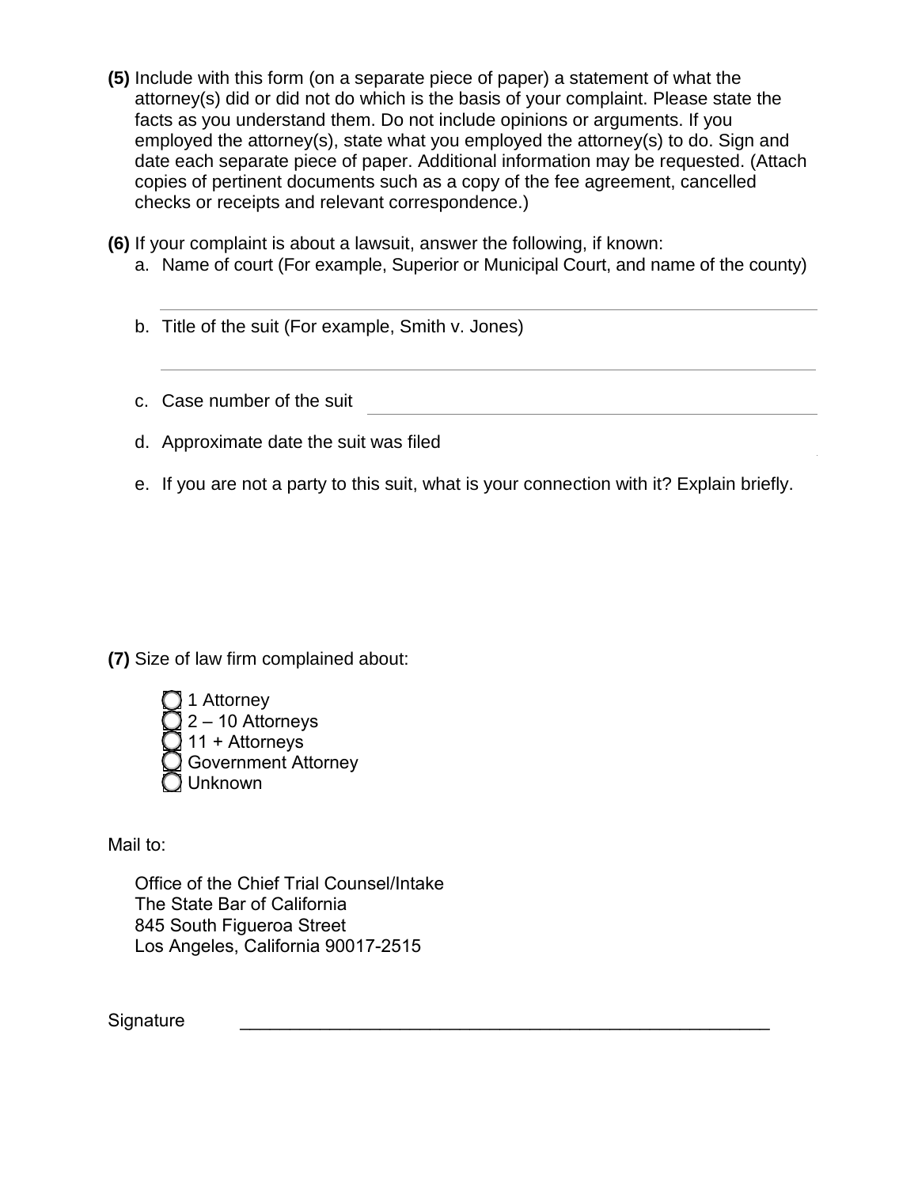**(5)** Include with this form (on a separate piece of paper) a statement of what the attorney(s) did or did not do which is the basis of your complaint. Please state the facts as you understand them. Do not include opinions or arguments. If you employed the attorney(s), state what you employed the attorney(s) to do. Sign and date each separate piece of paper. Additional information may be requested. (Attach copies of pertinent documents such as a copy of the fee agreement, cancelled checks or receipts and relevant correspondence.)

**(6)** If your complaint is about a lawsuit, answer the following, if known:

a. Name of court (For example, Superior or Municipal Court, and name of the county)

\_\_\_\_\_\_\_\_\_\_\_\_\_\_\_\_\_\_\_\_\_\_\_\_\_\_\_\_\_\_\_\_\_\_\_\_\_\_\_\_\_\_\_\_\_\_\_\_\_\_\_\_\_\_

b. Title of the suit (For example, Smith v. Jones)

\_\_\_\_\_\_\_\_\_\_\_\_\_\_\_\_\_\_\_\_\_\_\_\_\_\_\_\_\_\_\_\_\_\_\_\_\_\_\_\_\_\_\_\_\_\_\_\_\_\_\_\_\_\_

c. Case number of the suit \_\_\_\_\_\_\_\_\_\_\_\_\_\_\_\_\_\_\_\_\_\_\_\_\_\_\_\_\_\_\_\_\_\_\_\_

d. Approximate date the suit was filed

e. If you are not a party to this suit, what is your connection with it? Explain briefly.

**(7)** Size of law firm complained about:

- ◯ 1 Attorney
- ◯ 2 – 10 Attorneys
- ◯ 11 + Attorneys
- ◯ Government Attorney
- ◯ Unknown

Mail to:

Office of the Chief Trial Counsel/Intake
The State Bar of California
845 South Figueroa Street
Los Angeles, California 90017-2515

Signature \_\_\_\_\_\_\_\_\_\_\_\_\_\_\_\_\_\_\_\_\_\_\_\_\_\_\_\_\_\_\_\_\_\_\_\_\_\_\_\_\_\_\_\_\_\_\_\_\_\_\_\_